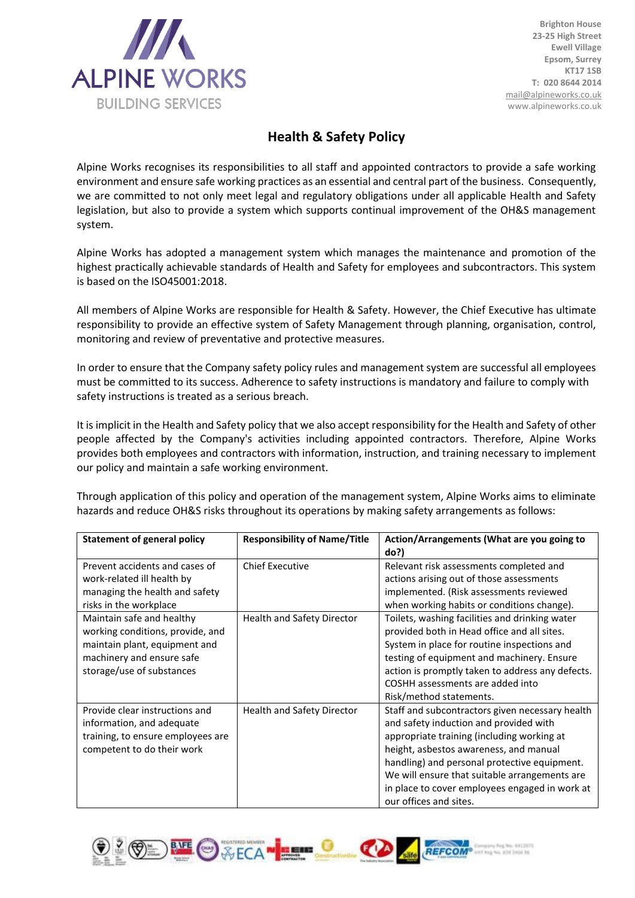ALPINE WORKS
BUILDING SERVICES

Brighton House
23-25 High Street
Ewell Village
Epsom, Surrey
KT17 1SB
T: 020 8644 2014
mail@alpineworks.co.uk
www.alpineworks.co.uk

# Health & Safety Policy

Alpine Works recognises its responsibilities to all staff and appointed contractors to provide a safe working environment and ensure safe working practices as an essential and central part of the business. Consequently, we are committed to not only meet legal and regulatory obligations under all applicable Health and Safety legislation, but also to provide a system which supports continual improvement of the OH&S management system.

Alpine Works has adopted a management system which manages the maintenance and promotion of the highest practically achievable standards of Health and Safety for employees and subcontractors. This system is based on the ISO45001:2018.

All members of Alpine Works are responsible for Health & Safety. However, the Chief Executive has ultimate responsibility to provide an effective system of Safety Management through planning, organisation, control, monitoring and review of preventative and protective measures.

In order to ensure that the Company safety policy rules and management system are successful all employees must be committed to its success. Adherence to safety instructions is mandatory and failure to comply with safety instructions is treated as a serious breach.

It is implicit in the Health and Safety policy that we also accept responsibility for the Health and Safety of other people affected by the Company's activities including appointed contractors. Therefore, Alpine Works provides both employees and contractors with information, instruction, and training necessary to implement our policy and maintain a safe working environment.

Through application of this policy and operation of the management system, Alpine Works aims to eliminate hazards and reduce OH&S risks throughout its operations by making safety arrangements as follows:

| Statement of general policy | Responsibility of Name/Title | Action/Arrangements (What are you going to do?) |
|---|---|---|
| Prevent accidents and cases of work-related ill health by managing the health and safety risks in the workplace | Chief Executive | Relevant risk assessments completed and actions arising out of those assessments implemented. (Risk assessments reviewed when working habits or conditions change). |
| Maintain safe and healthy working conditions, provide, and maintain plant, equipment and machinery and ensure safe storage/use of substances | Health and Safety Director | Toilets, washing facilities and drinking water provided both in Head office and all sites. System in place for routine inspections and testing of equipment and machinery. Ensure action is promptly taken to address any defects. COSHH assessments are added into Risk/method statements. |
| Provide clear instructions and information, and adequate training, to ensure employees are competent to do their work | Health and Safety Director | Staff and subcontractors given necessary health and safety induction and provided with appropriate training (including working at height, asbestos awareness, and manual handling) and personal protective equipment. We will ensure that suitable arrangements are in place to cover employees engaged in work at our offices and sites. |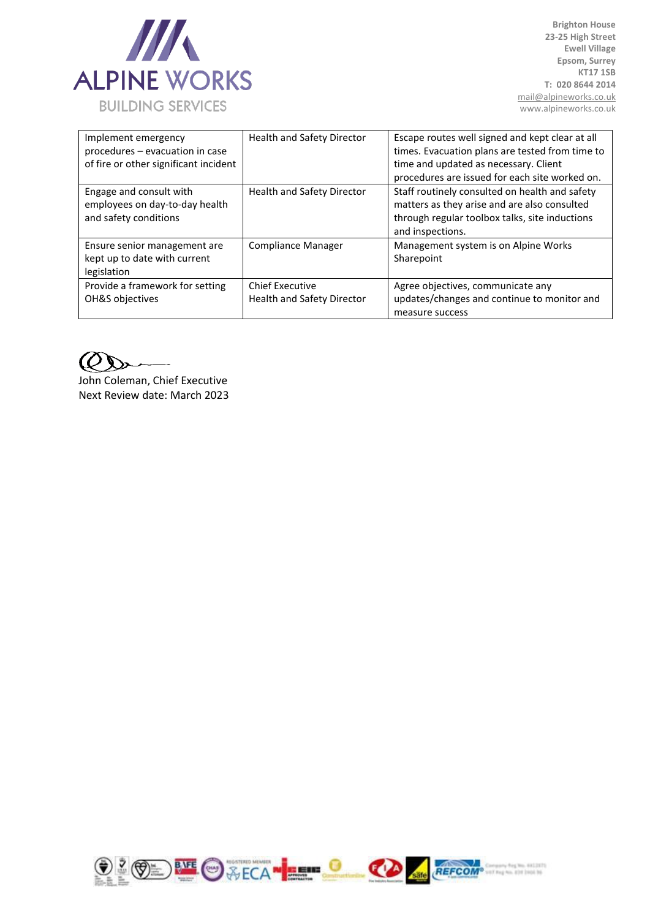| | | |
|---|---|---|
| Implement emergency procedures – evacuation in case of fire or other significant incident | Health and Safety Director | Escape routes well signed and kept clear at all times. Evacuation plans are tested from time to time and updated as necessary. Client procedures are issued for each site worked on. |
| Engage and consult with employees on day-to-day health and safety conditions | Health and Safety Director | Staff routinely consulted on health and safety matters as they arise and are also consulted through regular toolbox talks, site inductions and inspections. |
| Ensure senior management are kept up to date with current legislation | Compliance Manager | Management system is on Alpine Works Sharepoint |
| Provide a framework for setting OH&S objectives | Chief Executive<br>Health and Safety Director | Agree objectives, communicate any updates/changes and continue to monitor and measure success |

John Coleman, Chief Executive
Next Review date: March 2023